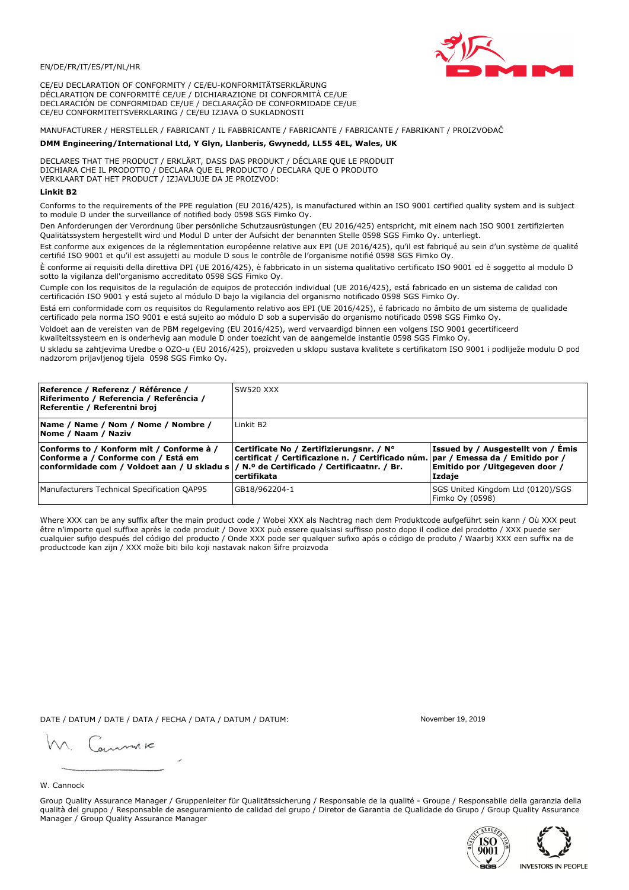EN/DE/FR/IT/ES/PT/NL/HR

CE/EU DECLARATION OF CONFORMITY / CE/EU-KONFORMITÄTSERKLÄRUNG
DÉCLARATION DE CONFORMITÉ CE/UE / DICHIARAZIONE DI CONFORMITÀ CE/UE
DECLARACIÓN DE CONFORMIDAD CE/UE / DECLARAÇÃO DE CONFORMIDADE CE/UE
CE/EU CONFORMITEITSVERKLARING / CE/EU IZJAVA O SUKLADNOSTI

MANUFACTURER / HERSTELLER / FABRICANT / IL FABBRICANTE / FABRICANTE / FABRICANTE / FABRIKANT / PROIZVOĐAČ

**DMM Engineering/International Ltd, Y Glyn, Llanberis, Gwynedd, LL55 4EL, Wales, UK**

DECLARES THAT THE PRODUCT / ERKLÄRT, DASS DAS PRODUKT / DÉCLARE QUE LE PRODUIT
DICHIARA CHE IL PRODOTTO / DECLARA QUE EL PRODUCTO / DECLARA QUE O PRODUTO
VERKLAART DAT HET PRODUCT / IZJAVLJUJE DA JE PROIZVOD:

**Linkit B2**

Conforms to the requirements of the PPE regulation (EU 2016/425), is manufactured within an ISO 9001 certified quality system and is subject to module D under the surveillance of notified body 0598 SGS Fimko Oy.

Den Anforderungen der Verordnung über persönliche Schutzausrüstungen (EU 2016/425) entspricht, mit einem nach ISO 9001 zertifizierten Qualitätssystem hergestellt wird und Modul D unter der Aufsicht der benannten Stelle 0598 SGS Fimko Oy. unterliegt.

Est conforme aux exigences de la réglementation européenne relative aux EPI (UE 2016/425), qu'il est fabriqué au sein d'un système de qualité certifié ISO 9001 et qu'il est assujetti au module D sous le contrôle de l'organisme notifié 0598 SGS Fimko Oy.

È conforme ai requisiti della direttiva DPI (UE 2016/425), è fabbricato in un sistema qualitativo certificato ISO 9001 ed è soggetto al modulo D sotto la vigilanza dell'organismo accreditato 0598 SGS Fimko Oy.

Cumple con los requisitos de la regulación de equipos de protección individual (UE 2016/425), está fabricado en un sistema de calidad con certificación ISO 9001 y está sujeto al módulo D bajo la vigilancia del organismo notificado 0598 SGS Fimko Oy.

Está em conformidade com os requisitos do Regulamento relativo aos EPI (UE 2016/425), é fabricado no âmbito de um sistema de qualidade certificado pela norma ISO 9001 e está sujeito ao módulo D sob a supervisão do organismo notificado 0598 SGS Fimko Oy.

Voldoet aan de vereisten van de PBM regelgeving (EU 2016/425), werd vervaardigd binnen een volgens ISO 9001 gecertificeerd kwaliteitssysteem en is onderhevig aan module D onder toezicht van de aangemelde instantie 0598 SGS Fimko Oy.

U skladu sa zahtjevima Uredbe o OZO-u (EU 2016/425), proizveden u sklopu sustava kvalitete s certifikatom ISO 9001 i podliježe modulu D pod nadzorom prijavljenog tijela 0598 SGS Fimko Oy.

| **Reference / Referenz / Référence / Riferimento / Referencia / Referência / Referentie / Referentni broj** | SW520 XXX | |
|---|---|---|
| **Name / Name / Nom / Nome / Nombre / Nome / Naam / Naziv** | Linkit B2 | |
| **Conforms to / Konform mit / Conforme à / Conforme a / Conforme con / Está em conformidade com / Voldoet aan / U skladu s** | **Certificate No / Zertifizierungsnr. / N° certificat / Certificazione n. / Certificado núm. / N.º de Certificado / Certificaatnr. / Br. certifikata** | **Issued by / Ausgestellt von / Émis par / Emessa da / Emitido por / Emitido por /Uitgegeven door / Izdaje** |
| Manufacturers Technical Specification QAP95 | GB18/962204-1 | SGS United Kingdom Ltd (0120)/SGS Fimko Oy (0598) |

Where XXX can be any suffix after the main product code / Wobei XXX als Nachtrag nach dem Produktcode aufgeführt sein kann / Où XXX peut être n'importe quel suffixe après le code produit / Dove XXX può essere qualsiasi suffisso posto dopo il codice del prodotto / XXX puede ser cualquier sufijo después del código del producto / Onde XXX pode ser qualquer sufixo após o código de produto / Waarbij XXX een suffix na de productcode kan zijn / XXX može biti bilo koji nastavak nakon šifre proizvoda

DATE / DATUM / DATE / DATA / FECHA / DATA / DATUM / DATUM: November 19, 2019

W. Cannock

Group Quality Assurance Manager / Gruppenleiter für Qualitätssicherung / Responsable de la qualité - Groupe / Responsabile della garanzia della qualità del gruppo / Responsable de aseguramiento de calidad del grupo / Diretor de Garantia de Qualidade do Grupo / Group Quality Assurance Manager / Group Quality Assurance Manager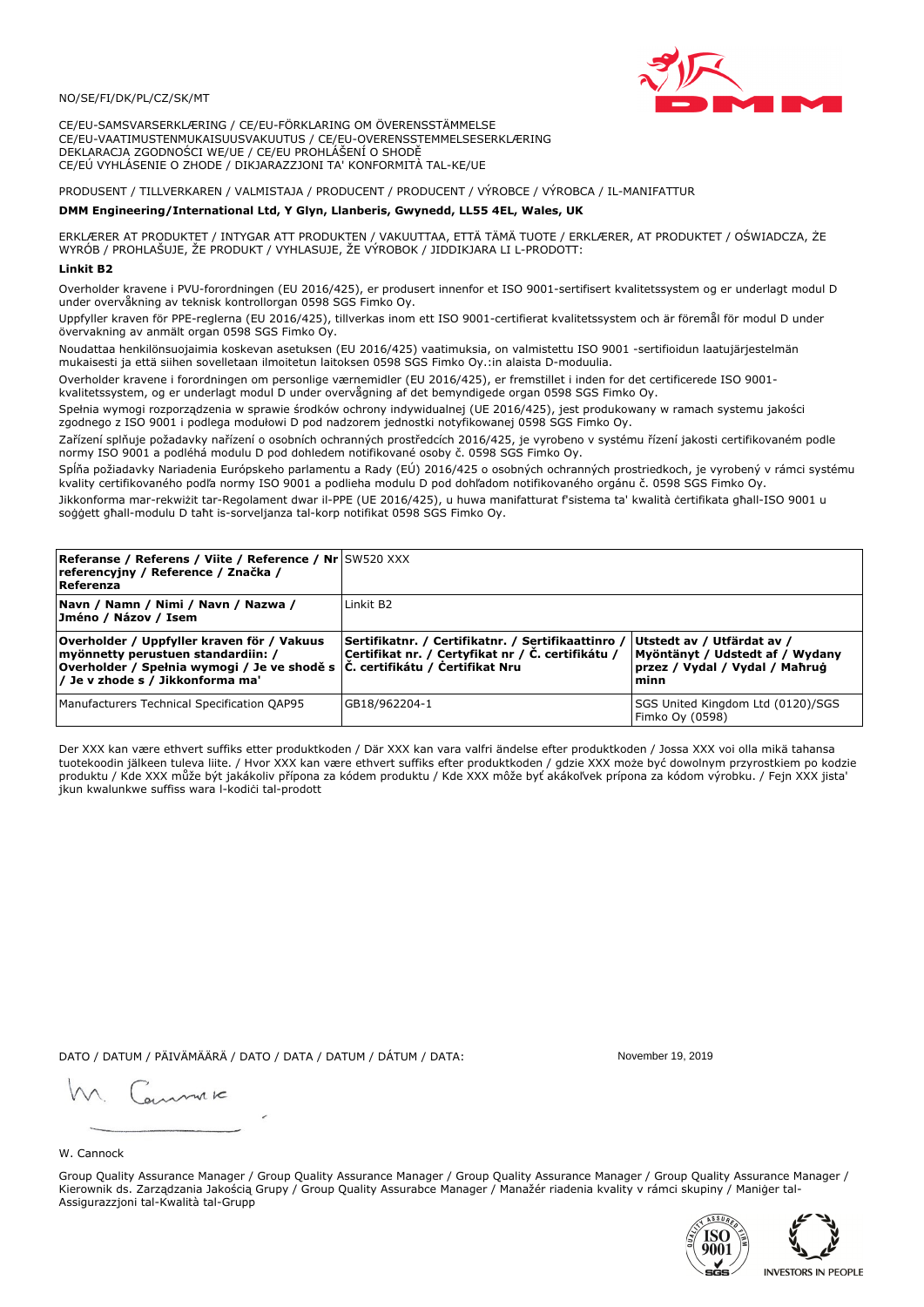NO/SE/FI/DK/PL/CZ/SK/MT

CE/EU-SAMSVARSERKLÆRING / CE/EU-FÖRKLARING OM ÖVERENSSTÄMMELSE
CE/EU-VAATIMUSTENMUKAISUUSVAKUUTUS / CE/EU-OVERENSSTEMMELSESERKLÆRING
DEKLARACJA ZGODNOŚCI WE/UE / CE/EU PROHLÁŠENÍ O SHODĚ
CE/EÚ VYHLÁSENIE O ZHODE / DIKJARAZZJONI TA' KONFORMITÀ TAL-KE/UE

PRODUSENT / TILLVERKAREN / VALMISTAJA / PRODUCENT / PRODUCENT / VÝROBCE / VÝROBCA / IL-MANIFATTUR

**DMM Engineering/International Ltd, Y Glyn, Llanberis, Gwynedd, LL55 4EL, Wales, UK**

ERKLÆRER AT PRODUKTET / INTYGAR ATT PRODUKTEN / VAKUUTTAA, ETTÄ TÄMÄ TUOTE / ERKLÆRER, AT PRODUKTET / OŚWIADCZA, ŻE WYRÓB / PROHLAŠUJE, ŽE PRODUKT / VYHLASUJE, ŽE VÝROBOK / JIDDIKJARA LI L-PRODOTT:

**Linkit B2**

Overholder kravene i PVU-forordningen (EU 2016/425), er produsert innenfor et ISO 9001-sertifisert kvalitetssystem og er underlagt modul D under overvåkning av teknisk kontrollorgan 0598 SGS Fimko Oy.

Uppfyller kraven för PPE-reglerna (EU 2016/425), tillverkas inom ett ISO 9001-certifierat kvalitetssystem och är föremål för modul D under övervakning av anmält organ 0598 SGS Fimko Oy.

Noudattaa henkilönsuojaimia koskevan asetuksen (EU 2016/425) vaatimuksia, on valmistettu ISO 9001 -sertifioidun laatujärjestelmän mukaisesti ja että siihen sovelletaan ilmoitetun laitoksen 0598 SGS Fimko Oy.:in alaista D-moduulia.

Overholder kravene i forordningen om personlige værnemidler (EU 2016/425), er fremstillet i inden for det certificerede ISO 9001-kvalitetssystem, og er underlagt modul D under overvågning af det bemyndigede organ 0598 SGS Fimko Oy.

Spełnia wymogi rozporządzenia w sprawie środków ochrony indywidualnej (UE 2016/425), jest produkowany w ramach systemu jakości zgodnego z ISO 9001 i podlega modułowi D pod nadzorem jednostki notyfikowanej 0598 SGS Fimko Oy.

Zařízení splňuje požadavky nařízení o osobních ochranných prostředcích 2016/425, je vyrobeno v systému řízení jakosti certifikovaném podle normy ISO 9001 a podléhá modulu D pod dohledem notifikované osoby č. 0598 SGS Fimko Oy.

Spĺňa požiadavky Nariadenia Európskeho parlamentu a Rady (EÚ) 2016/425 o osobných ochranných prostriedkoch, je vyrobený v rámci systému kvality certifikovaného podľa normy ISO 9001 a podlieha modulu D pod dohľadom notifikovaného orgánu č. 0598 SGS Fimko Oy.

Jikkonforma mar-rekwiżit tar-Regolament dwar il-PPE (UE 2016/425), u huwa manifatturat f'sistema ta' kwalità ċertifikata għall-ISO 9001 u soġġett għall-modulu D taħt is-sorveljanza tal-korp notifikat 0598 SGS Fimko Oy.

| **Referanse / Referens / Viite / Reference / Nr referencyjny / Reference / Značka / Referenza** | SW520 XXX | |
|---|---|---|
| **Navn / Namn / Nimi / Navn / Nazwa / Jméno / Názov / Isem** | Linkit B2 | |
| **Overholder / Uppfyller kraven för / Vakuus myönnetty perustuen standardiin: / Overholder / Spełnia wymogi / Je ve shodě s / Je v zhode s / Jikkonforma ma'** | **Sertifikatnr. / Certifikatnr. / Sertifikaattinro / Certifikat nr. / Certyfikat nr / Č. certifikátu / Č. certifikátu / Ċertifikat Nru** | **Utstedt av / Utfärdat av / Myöntänyt / Udstedt af / Wydany przez / Vydal / Vydal / Maħruġ minn** |
| Manufacturers Technical Specification QAP95 | GB18/962204-1 | SGS United Kingdom Ltd (0120)/SGS Fimko Oy (0598) |

Der XXX kan være ethvert suffiks etter produktkoden / Där XXX kan vara valfri ändelse efter produktkoden / Jossa XXX voi olla mikä tahansa tuotekoodin jälkeen tuleva liite. / Hvor XXX kan være ethvert suffiks efter produktkoden / gdzie XXX może być dowolnym przyrostkiem po kodzie produktu / Kde XXX může být jakákoliv přípona za kódem produktu / Kde XXX môže byť akákoľvek prípona za kódom výrobku. / Fejn XXX jista' jkun kwalunkwe suffiss wara l-kodiċi tal-prodott

DATO / DATUM / PÄIVÄMÄÄRÄ / DATO / DATA / DATUM / DÁTUM / DATA: November 19, 2019

W. Cannock

Group Quality Assurance Manager / Group Quality Assurance Manager / Group Quality Assurance Manager / Group Quality Assurance Manager / Kierownik ds. Zarządzania Jakością Grupy / Group Quality Assurabce Manager / Manažér riadenia kvality v rámci skupiny / Maniġer tal-Assigurazzjoni tal-Kwalità tal-Grupp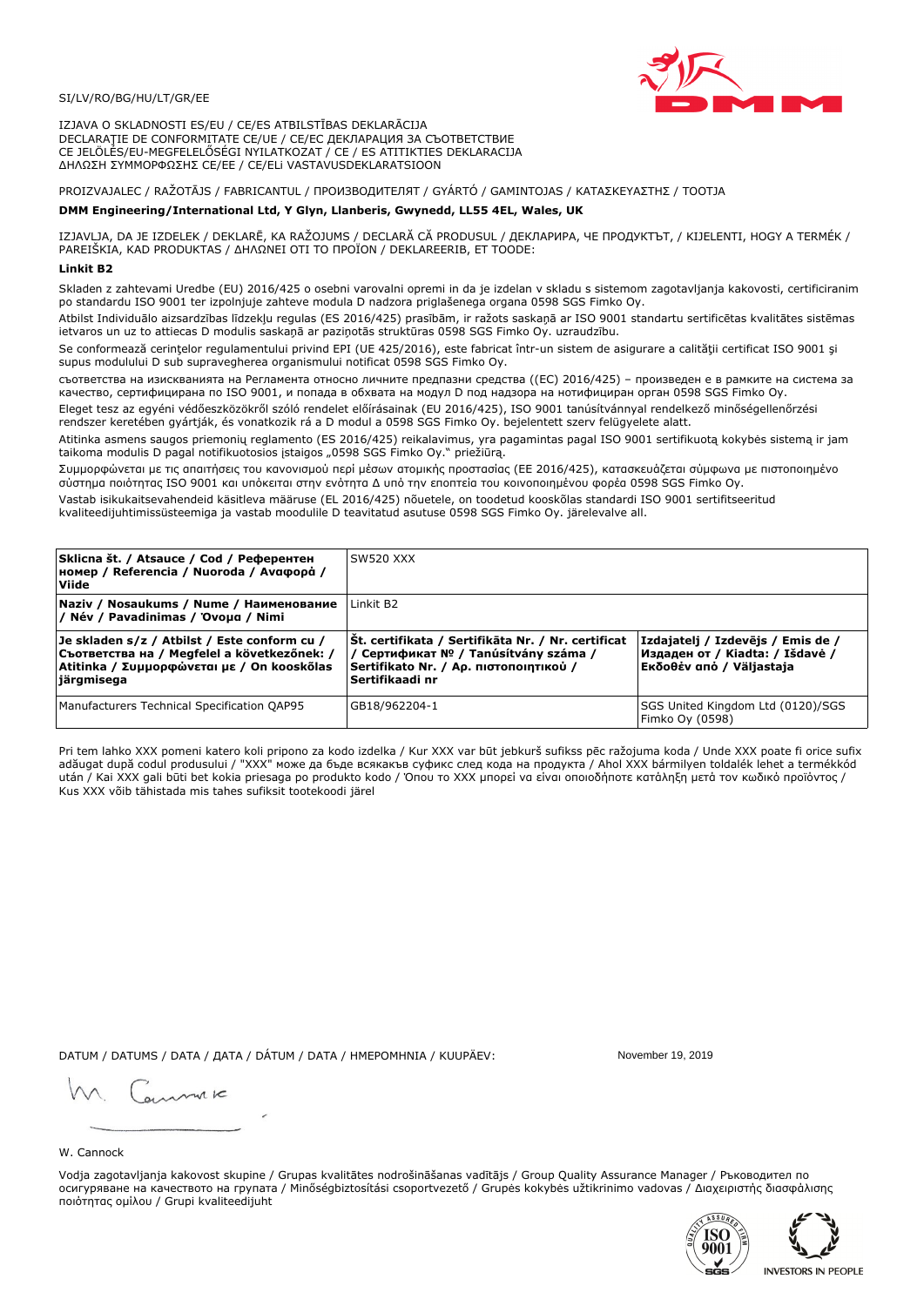SI/LV/RO/BG/HU/LT/GR/EE

IZJAVA O SKLADNOSTI ES/EU / CE/ES ATBILSTĪBAS DEKLARĀCIJA
DECLARAȚIE DE CONFORMITATE CE/UE / CE/ЕС ДЕКЛАРАЦИЯ ЗА СЪОТВЕТСТВИЕ
CE JELÖLÉS/EU-MEGFELELŐSÉGI NYILATKOZAT / CE / ES ATITIKTIES DEKLARACIJA
ΔΗΛΩΣΗ ΣΥΜΜΟΡΦΩΣΗΣ CE/ΕΕ / CE/ELi VASTAVUSDEKLARATSIOON

PROIZVAJALEC / RAŽOTĀJS / FABRICANTUL / ПРОИЗВОДИТЕЛЯТ / GYÁRTÓ / GAMINTOJAS / ΚΑΤΑΣΚΕΥΑΣΤΗΣ / TOOTJA

**DMM Engineering/International Ltd, Y Glyn, Llanberis, Gwynedd, LL55 4EL, Wales, UK**

IZJAVLJA, DA JE IZDELEK / DEKLARĒ, KA RAŽOJUMS / DECLARĂ CĂ PRODUSUL / ДЕКЛАРИРА, ЧЕ ПРОДУКТЪТ, / KIJELENTI, HOGY A TERMÉK / PAREIŠKIA, KAD PRODUKTAS / ΔΗΛΩΝΕΙ ΟΤΙ ΤΟ ΠΡΟΪΟΝ / DEKLAREERIB, ET TOODE:

**Linkit B2**

Skladen z zahtevami Uredbe (EU) 2016/425 o osebni varovalni opremi in da je izdelan v skladu s sistemom zagotavljanja kakovosti, certificiranim po standardu ISO 9001 ter izpolnjuje zahteve modula D nadzora priglašenega organa 0598 SGS Fimko Oy.

Atbilst Individuālo aizsardzības līdzekļu regulas (ES 2016/425) prasībām, ir ražots saskaņā ar ISO 9001 standartu sertificētas kvalitātes sistēmas ietvaros un uz to attiecas D modulis saskaņā ar paziņotās struktūras 0598 SGS Fimko Oy. uzraudzību.

Se conformează cerințelor regulamentului privind EPI (UE 425/2016), este fabricat într-un sistem de asigurare a calității certificat ISO 9001 și supus modulului D sub supravegherea organismului notificat 0598 SGS Fimko Oy.

съответства на изискванията на Регламента относно личните предпазни средства ((ЕС) 2016/425) – произведен е в рамките на система за качество, сертифицирана по ISO 9001, и попада в обхвата на модул D под надзора на нотифициран орган 0598 SGS Fimko Oy.

Eleget tesz az egyéni védőeszközökről szóló rendelet előírásainak (EU 2016/425), ISO 9001 tanúsítvánnyal rendelkező minőségellenőrzési rendszer keretében gyártják, és vonatkozik rá a D modul a 0598 SGS Fimko Oy. bejelentett szerv felügyelete alatt.

Atitinka asmens saugos priemonių reglamento (ES 2016/425) reikalavimus, yra pagamintas pagal ISO 9001 sertifikuotą kokybės sistemą ir jam taikoma modulis D pagal notifikuotosios įstaigos „0598 SGS Fimko Oy." priežiūrą.

Συμμορφώνεται με τις απαιτήσεις του κανονισμού περί μέσων ατομικής προστασίας (ΕΕ 2016/425), κατασκευάζεται σύμφωνα με πιστοποιημένο σύστημα ποιότητας ISO 9001 και υπόκειται στην ενότητα Δ υπό την εποπτεία του κοινοποιημένου φορέα 0598 SGS Fimko Oy.

Vastab isikukaitsevahendeid käsitleva määruse (EL 2016/425) nõuetele, on toodetud kooskõlas standardi ISO 9001 sertifitseeritud kvaliteedijuhtimissüsteemiga ja vastab moodulile D teavitatud asutuse 0598 SGS Fimko Oy. järelevalve all.

| | | |
|---|---|---|
| **Sklicna št. / Atsauce / Cod / Референтен номер / Referencia / Nuoroda / Αναφορά / Viide** | SW520 XXX | |
| **Naziv / Nosaukums / Nume / Наименование / Név / Pavadinimas / Όνομα / Nimi** | Linkit B2 | |
| **Je skladen s/z / Atbilst / Este conform cu / Съответства на / Megfelel a következőnek: / Atitinka / Συμμορφώνεται με / On kooskõlas järgmisega** | **Št. certifikata / Sertifikāta Nr. / Nr. certificat / Сертификат № / Tanúsítvány száma / Sertifikato Nr. / Αρ. πιστοποιητικού / Sertifikaadi nr** | **Izdajatelj / Izdevējs / Emis de / Издаден от / Kiadta: / Išdavė / Εκδοθέν από / Väljastaja** |
| Manufacturers Technical Specification QAP95 | GB18/962204-1 | SGS United Kingdom Ltd (0120)/SGS Fimko Oy (0598) |

Pri tem lahko XXX pomeni katero koli pripono za kodo izdelka / Kur XXX var būt jebkurš sufikss pēc ražojuma koda / Unde XXX poate fi orice sufix adăugat după codul produsului / "XXX" може да бъде всякакъв суфикс след кода на продукта / Ahol XXX bármilyen toldalék lehet a termékkód után / Kai XXX gali būti bet kokia priesaga po produkto kodo / Όπου το XXX μπορεί να είναι οποιοδήποτε κατάληξη μετά τον κωδικό προϊόντος / Kus XXX võib tähistada mis tahes sufiksit tootekoodi järel

DATUM / DATUMS / DATA / ДАТА / DÁTUM / DATA / ΗΜΕΡΟΜΗΝΙΑ / KUUPÄEV: November 19, 2019

W. Cannock

Vodja zagotavljanja kakovost skupine / Grupas kvalitātes nodrošināšanas vadītājs / Group Quality Assurance Manager / Ръководител по осигуряване на качеството на групата / Minőségbiztosítási csoportvezető / Grupės kokybės užtikrinimo vadovas / Διαχειριστής διασφάλισης ποιότητας ομίλου / Grupi kvaliteedijuht